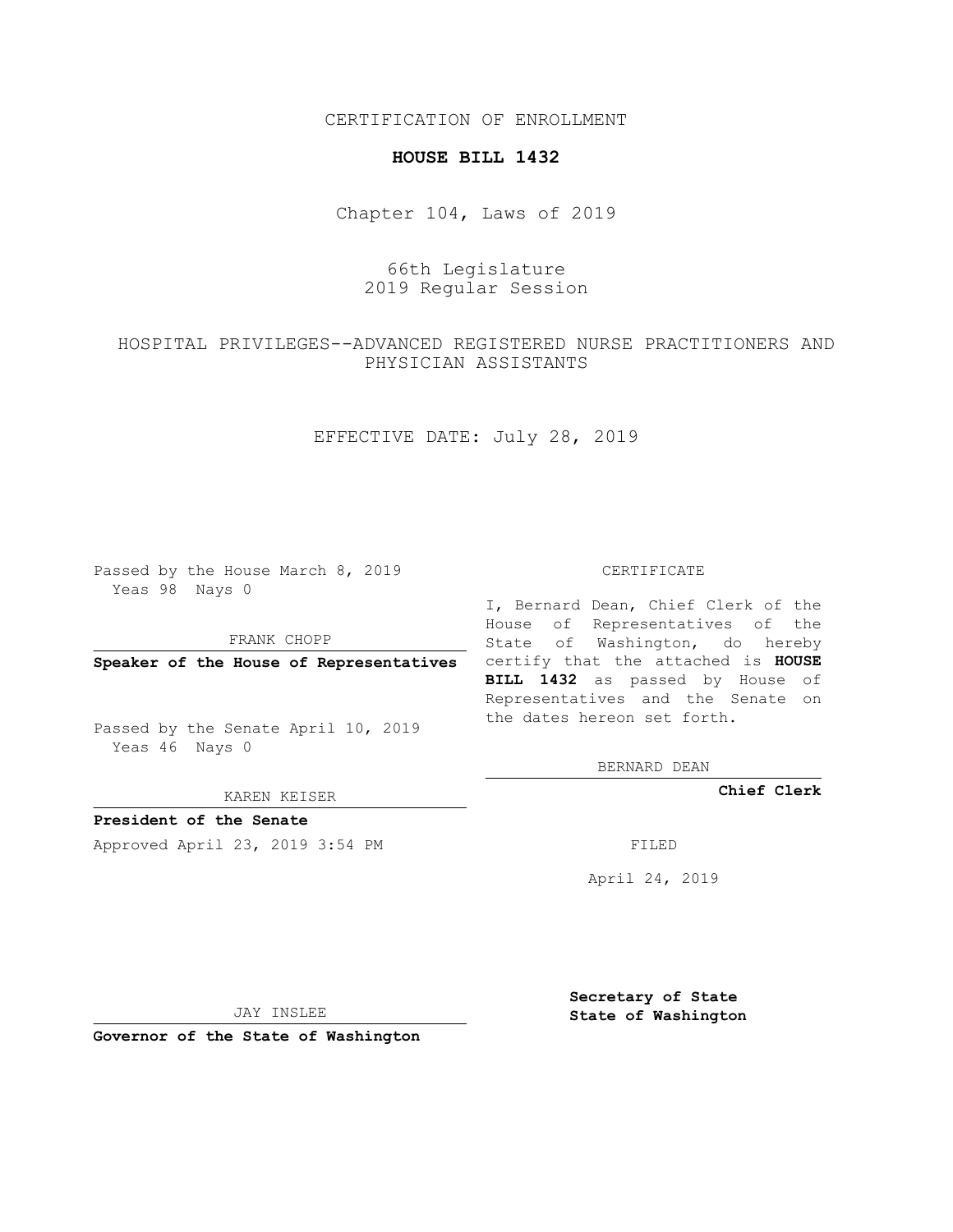CERTIFICATION OF ENROLLMENT

**HOUSE BILL 1432**

Chapter 104, Laws of 2019

66th Legislature
2019 Regular Session

HOSPITAL PRIVILEGES--ADVANCED REGISTERED NURSE PRACTITIONERS AND PHYSICIAN ASSISTANTS

EFFECTIVE DATE: July 28, 2019

Passed by the House March 8, 2019
Yeas 98 Nays 0

FRANK CHOPP

**Speaker of the House of Representatives**

Passed by the Senate April 10, 2019
Yeas 46 Nays 0

KAREN KEISER

**President of the Senate**

Approved April 23, 2019 3:54 PM

JAY INSLEE

**Governor of the State of Washington**

CERTIFICATE

I, Bernard Dean, Chief Clerk of the House of Representatives of the State of Washington, do hereby certify that the attached is **HOUSE BILL 1432** as passed by House of Representatives and the Senate on the dates hereon set forth.

BERNARD DEAN

**Chief Clerk**

FILED

April 24, 2019

**Secretary of State**
**State of Washington**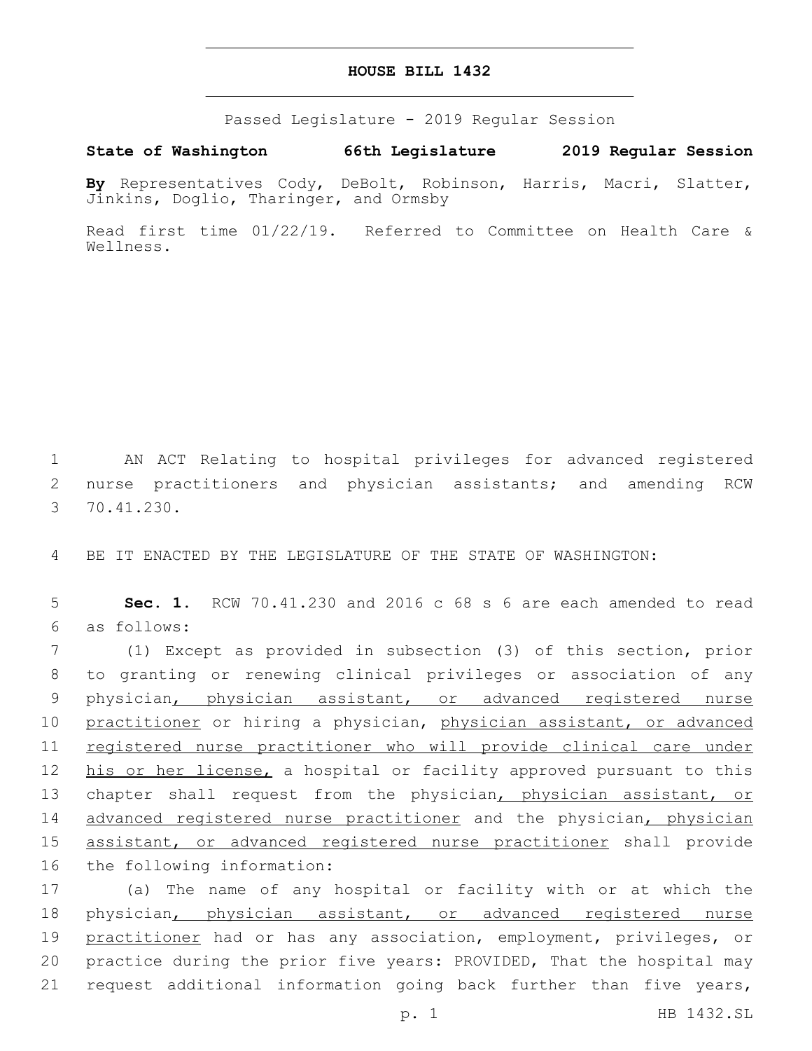# HOUSE BILL 1432

Passed Legislature - 2019 Regular Session

**State of Washington 66th Legislature 2019 Regular Session**

**By** Representatives Cody, DeBolt, Robinson, Harris, Macri, Slatter, Jinkins, Doglio, Tharinger, and Ormsby

Read first time 01/22/19. Referred to Committee on Health Care & Wellness.

1 AN ACT Relating to hospital privileges for advanced registered
2 nurse practitioners and physician assistants; and amending RCW
3 70.41.230.

4 BE IT ENACTED BY THE LEGISLATURE OF THE STATE OF WASHINGTON:

5 **Sec. 1.** RCW 70.41.230 and 2016 c 68 s 6 are each amended to read
6 as follows:

7 (1) Except as provided in subsection (3) of this section, prior
8 to granting or renewing clinical privileges or association of any
9 physician<u>, physician assistant, or advanced registered nurse</u>
10 <u>practitioner</u> or hiring a physician, <u>physician assistant, or advanced</u>
11 <u>registered nurse practitioner who will provide clinical care under</u>
12 <u>his or her license,</u> a hospital or facility approved pursuant to this
13 chapter shall request from the physician<u>, physician assistant, or</u>
14 <u>advanced registered nurse practitioner</u> and the physician<u>, physician</u>
15 <u>assistant, or advanced registered nurse practitioner</u> shall provide
16 the following information:

17 (a) The name of any hospital or facility with or at which the
18 physician<u>, physician assistant, or advanced registered nurse</u>
19 <u>practitioner</u> had or has any association, employment, privileges, or
20 practice during the prior five years: PROVIDED, That the hospital may
21 request additional information going back further than five years,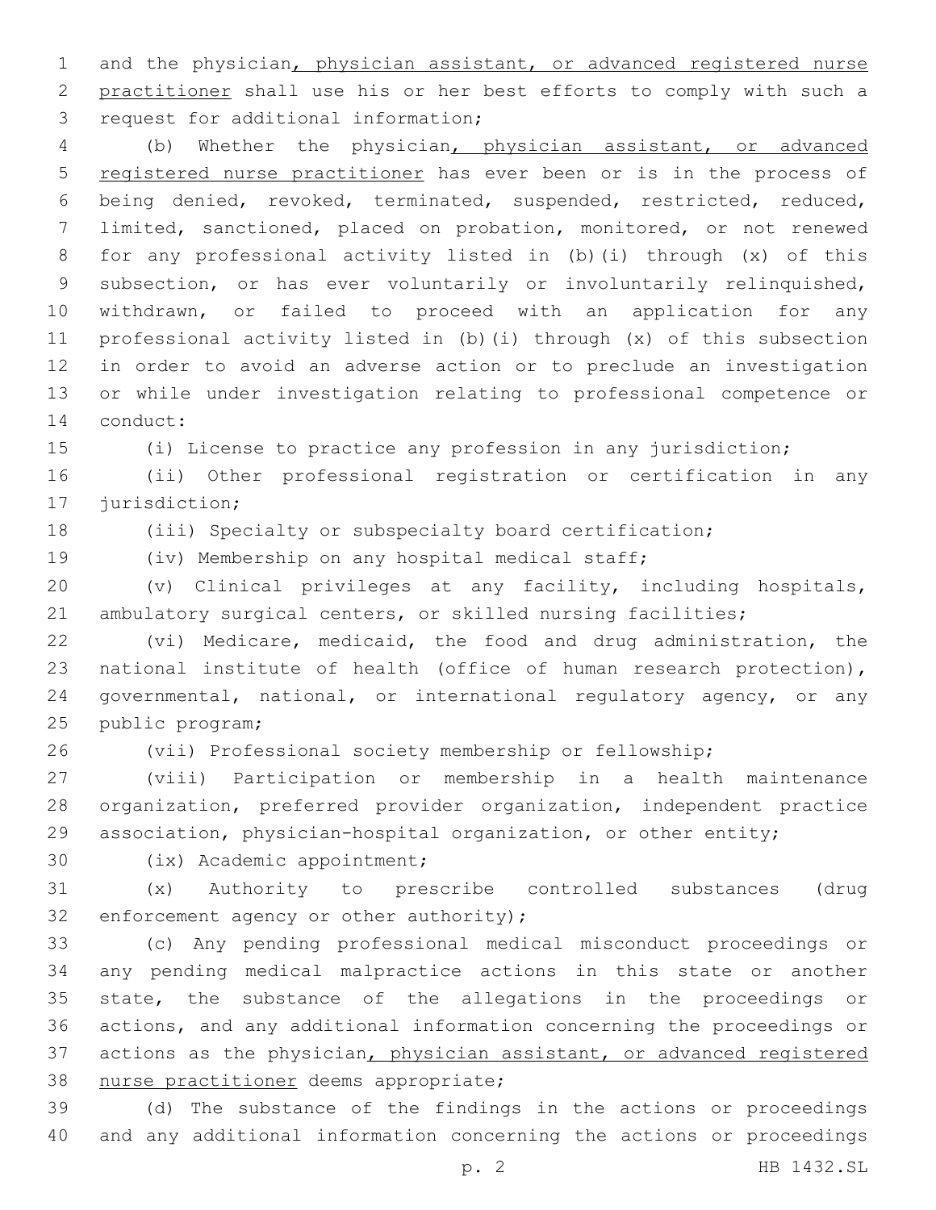and the physician, physician assistant, or advanced registered nurse practitioner shall use his or her best efforts to comply with such a request for additional information;

(b) Whether the physician, physician assistant, or advanced registered nurse practitioner has ever been or is in the process of being denied, revoked, terminated, suspended, restricted, reduced, limited, sanctioned, placed on probation, monitored, or not renewed for any professional activity listed in (b)(i) through (x) of this subsection, or has ever voluntarily or involuntarily relinquished, withdrawn, or failed to proceed with an application for any professional activity listed in (b)(i) through (x) of this subsection in order to avoid an adverse action or to preclude an investigation or while under investigation relating to professional competence or conduct:

(i) License to practice any profession in any jurisdiction;

(ii) Other professional registration or certification in any jurisdiction;

(iii) Specialty or subspecialty board certification;

(iv) Membership on any hospital medical staff;

(v) Clinical privileges at any facility, including hospitals, ambulatory surgical centers, or skilled nursing facilities;

(vi) Medicare, medicaid, the food and drug administration, the national institute of health (office of human research protection), governmental, national, or international regulatory agency, or any public program;

(vii) Professional society membership or fellowship;

(viii) Participation or membership in a health maintenance organization, preferred provider organization, independent practice association, physician-hospital organization, or other entity;

(ix) Academic appointment;

(x) Authority to prescribe controlled substances (drug enforcement agency or other authority);

(c) Any pending professional medical misconduct proceedings or any pending medical malpractice actions in this state or another state, the substance of the allegations in the proceedings or actions, and any additional information concerning the proceedings or actions as the physician, physician assistant, or advanced registered nurse practitioner deems appropriate;

(d) The substance of the findings in the actions or proceedings and any additional information concerning the actions or proceedings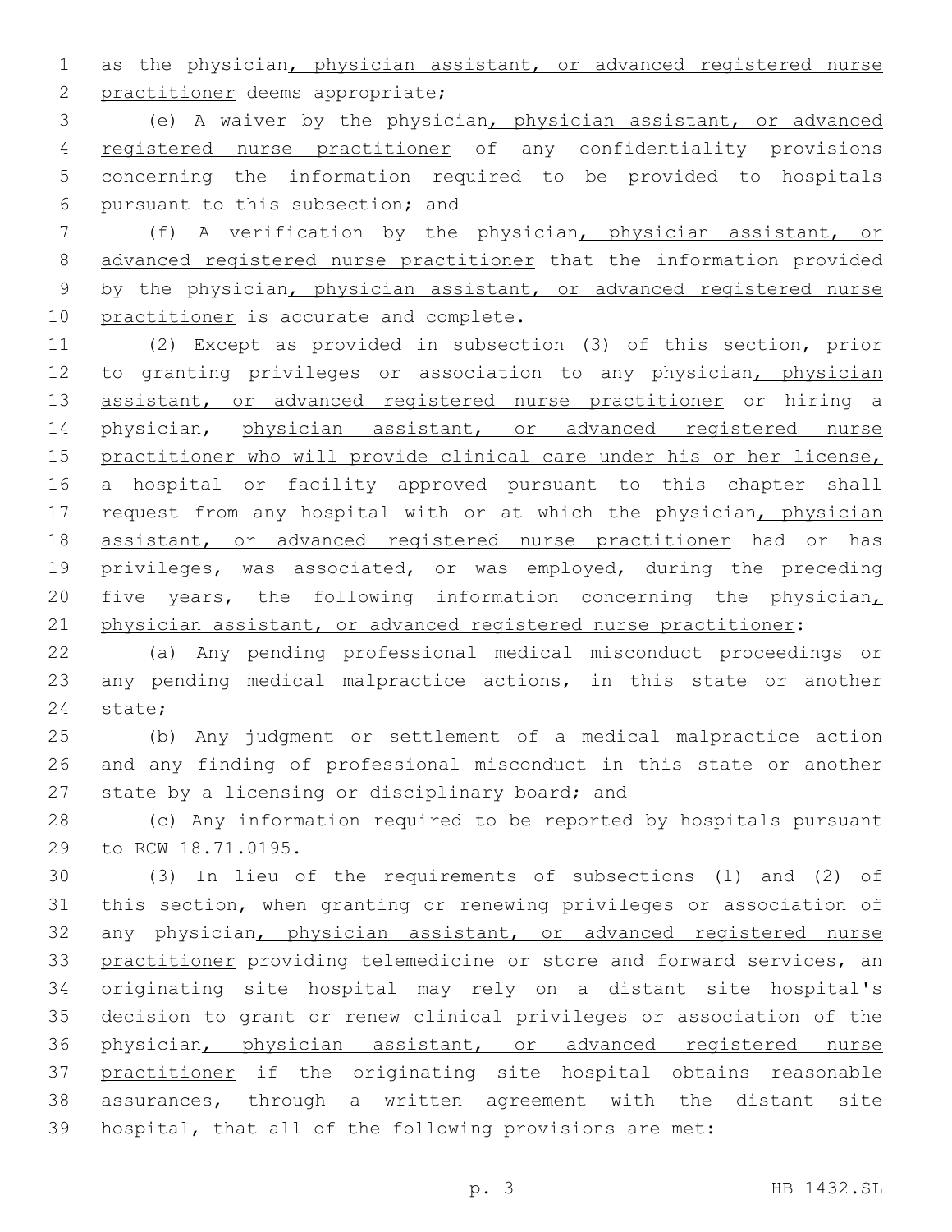as the physician, physician assistant, or advanced registered nurse practitioner deems appropriate;

(e) A waiver by the physician, physician assistant, or advanced registered nurse practitioner of any confidentiality provisions concerning the information required to be provided to hospitals pursuant to this subsection; and

(f) A verification by the physician, physician assistant, or advanced registered nurse practitioner that the information provided by the physician, physician assistant, or advanced registered nurse practitioner is accurate and complete.

(2) Except as provided in subsection (3) of this section, prior to granting privileges or association to any physician, physician assistant, or advanced registered nurse practitioner or hiring a physician, physician assistant, or advanced registered nurse practitioner who will provide clinical care under his or her license, a hospital or facility approved pursuant to this chapter shall request from any hospital with or at which the physician, physician assistant, or advanced registered nurse practitioner had or has privileges, was associated, or was employed, during the preceding five years, the following information concerning the physician, physician assistant, or advanced registered nurse practitioner:

(a) Any pending professional medical misconduct proceedings or any pending medical malpractice actions, in this state or another state;

(b) Any judgment or settlement of a medical malpractice action and any finding of professional misconduct in this state or another state by a licensing or disciplinary board; and

(c) Any information required to be reported by hospitals pursuant to RCW 18.71.0195.

(3) In lieu of the requirements of subsections (1) and (2) of this section, when granting or renewing privileges or association of any physician, physician assistant, or advanced registered nurse practitioner providing telemedicine or store and forward services, an originating site hospital may rely on a distant site hospital's decision to grant or renew clinical privileges or association of the physician, physician assistant, or advanced registered nurse practitioner if the originating site hospital obtains reasonable assurances, through a written agreement with the distant site hospital, that all of the following provisions are met: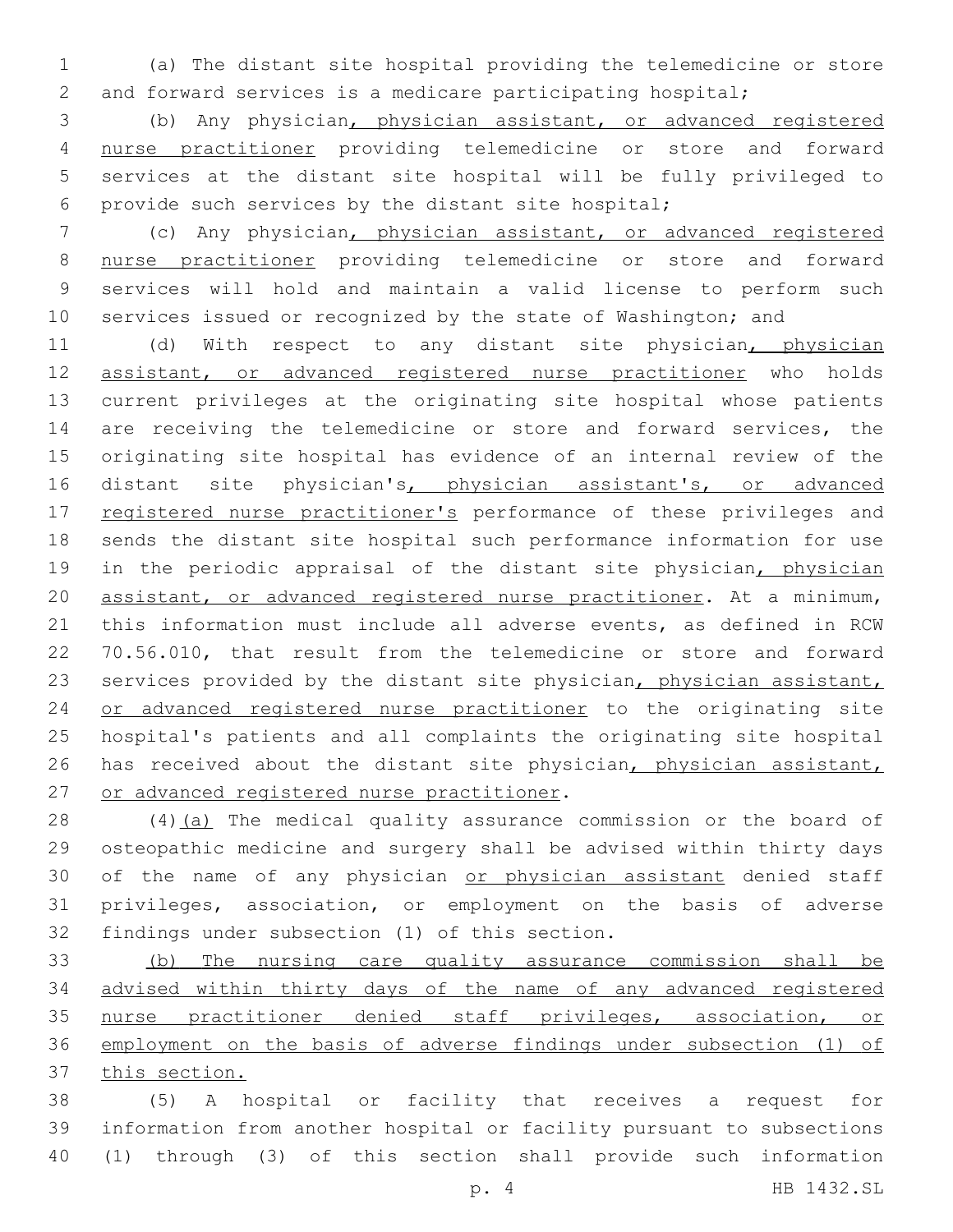(a) The distant site hospital providing the telemedicine or store and forward services is a medicare participating hospital;

(b) Any physician, physician assistant, or advanced registered nurse practitioner providing telemedicine or store and forward services at the distant site hospital will be fully privileged to provide such services by the distant site hospital;

(c) Any physician, physician assistant, or advanced registered nurse practitioner providing telemedicine or store and forward services will hold and maintain a valid license to perform such services issued or recognized by the state of Washington; and

(d) With respect to any distant site physician, physician assistant, or advanced registered nurse practitioner who holds current privileges at the originating site hospital whose patients are receiving the telemedicine or store and forward services, the originating site hospital has evidence of an internal review of the distant site physician's, physician assistant's, or advanced registered nurse practitioner's performance of these privileges and sends the distant site hospital such performance information for use in the periodic appraisal of the distant site physician, physician assistant, or advanced registered nurse practitioner. At a minimum, this information must include all adverse events, as defined in RCW 70.56.010, that result from the telemedicine or store and forward services provided by the distant site physician, physician assistant, or advanced registered nurse practitioner to the originating site hospital's patients and all complaints the originating site hospital has received about the distant site physician, physician assistant, or advanced registered nurse practitioner.

(4)(a) The medical quality assurance commission or the board of osteopathic medicine and surgery shall be advised within thirty days of the name of any physician or physician assistant denied staff privileges, association, or employment on the basis of adverse findings under subsection (1) of this section.

(b) The nursing care quality assurance commission shall be advised within thirty days of the name of any advanced registered nurse practitioner denied staff privileges, association, or employment on the basis of adverse findings under subsection (1) of this section.

(5) A hospital or facility that receives a request for information from another hospital or facility pursuant to subsections (1) through (3) of this section shall provide such information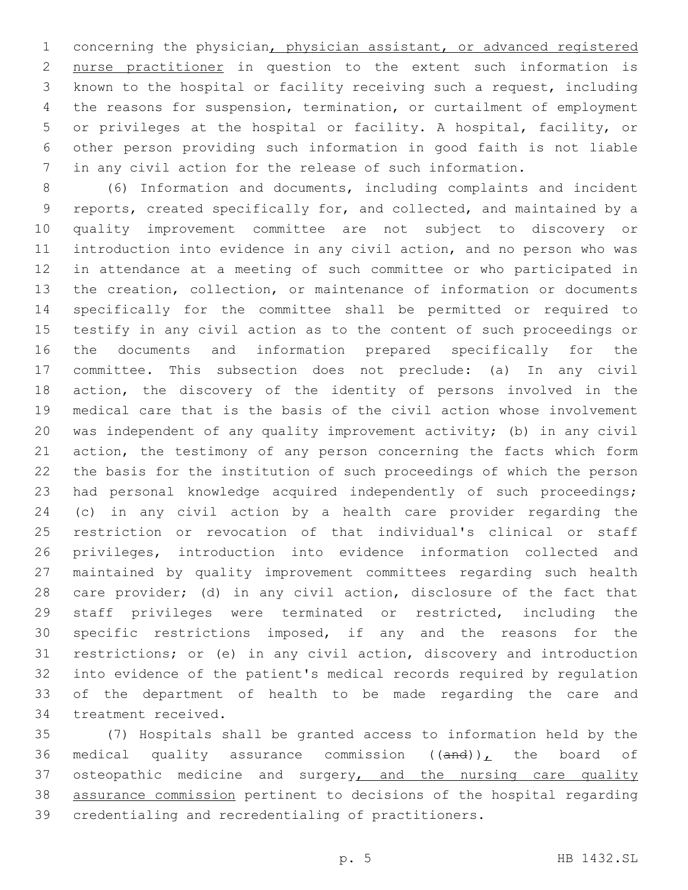concerning the physician, physician assistant, or advanced registered nurse practitioner in question to the extent such information is known to the hospital or facility receiving such a request, including the reasons for suspension, termination, or curtailment of employment or privileges at the hospital or facility. A hospital, facility, or other person providing such information in good faith is not liable in any civil action for the release of such information.

(6) Information and documents, including complaints and incident reports, created specifically for, and collected, and maintained by a quality improvement committee are not subject to discovery or introduction into evidence in any civil action, and no person who was in attendance at a meeting of such committee or who participated in the creation, collection, or maintenance of information or documents specifically for the committee shall be permitted or required to testify in any civil action as to the content of such proceedings or the documents and information prepared specifically for the committee. This subsection does not preclude: (a) In any civil action, the discovery of the identity of persons involved in the medical care that is the basis of the civil action whose involvement was independent of any quality improvement activity; (b) in any civil action, the testimony of any person concerning the facts which form the basis for the institution of such proceedings of which the person had personal knowledge acquired independently of such proceedings; (c) in any civil action by a health care provider regarding the restriction or revocation of that individual's clinical or staff privileges, introduction into evidence information collected and maintained by quality improvement committees regarding such health care provider; (d) in any civil action, disclosure of the fact that staff privileges were terminated or restricted, including the specific restrictions imposed, if any and the reasons for the restrictions; or (e) in any civil action, discovery and introduction into evidence of the patient's medical records required by regulation of the department of health to be made regarding the care and treatment received.

(7) Hospitals shall be granted access to information held by the medical quality assurance commission ((and)), the board of osteopathic medicine and surgery, and the nursing care quality assurance commission pertinent to decisions of the hospital regarding credentialing and recredentialing of practitioners.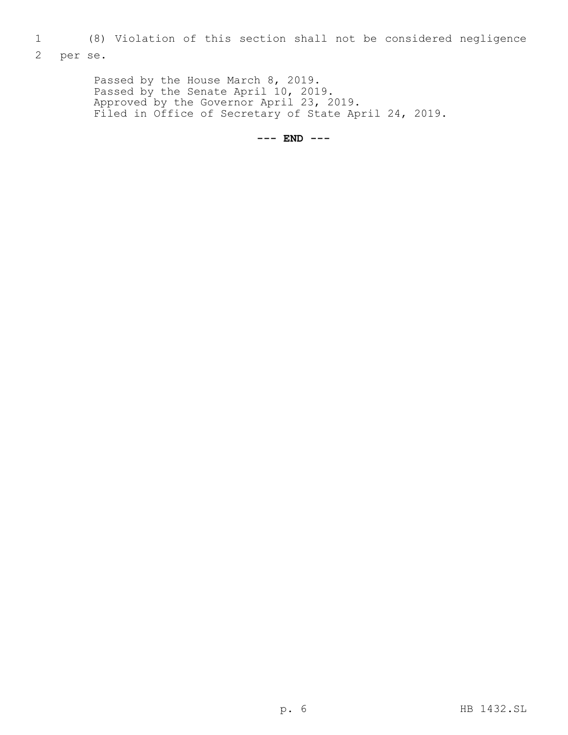(8) Violation of this section shall not be considered negligence per se.

Passed by the House March 8, 2019.
Passed by the Senate April 10, 2019.
Approved by the Governor April 23, 2019.
Filed in Office of Secretary of State April 24, 2019.

**--- END ---**